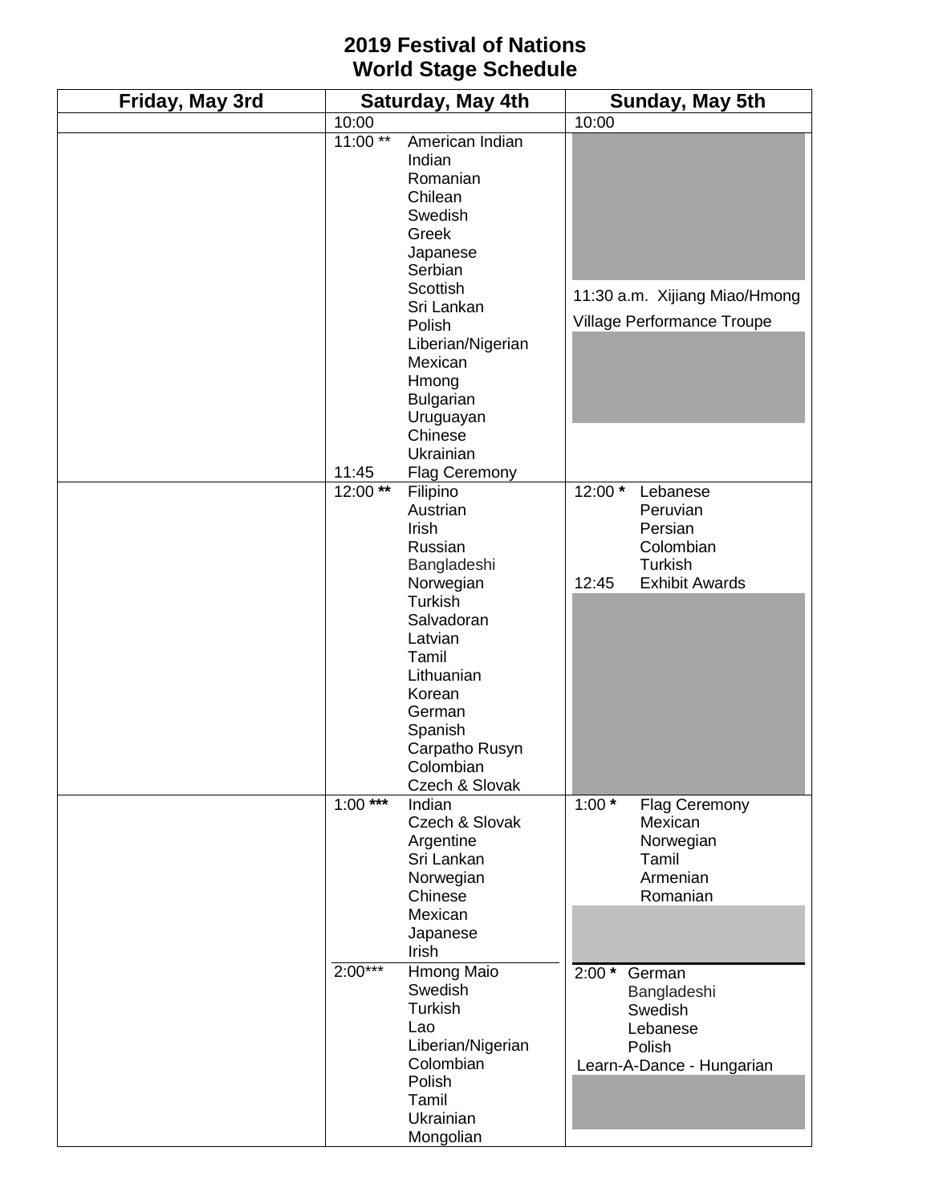# 2019 Festival of Nations
# World Stage Schedule

| Friday, May 3rd | Saturday, May 4th | Sunday, May 5th |
|---|---|---|
| | 10:00 | 10:00 |
| | 11:00 ** American Indian, Indian, Romanian, Chilean, Swedish, Greek, Japanese, Serbian, Scottish, Sri Lankan, Polish, Liberian/Nigerian, Mexican, Hmong, Bulgarian, Uruguayan, Chinese, Ukrainian<br>11:45 Flag Ceremony | 11:30 a.m. Xijiang Miao/Hmong Village Performance Troupe |
| | 12:00 ** Filipino, Austrian, Irish, Russian, Bangladeshi, Norwegian, Turkish, Salvadoran, Latvian, Tamil, Lithuanian, Korean, German, Spanish, Carpatho Rusyn, Colombian, Czech & Slovak | 12:00 * Lebanese, Peruvian, Persian, Colombian, Turkish<br>12:45 Exhibit Awards |
| | 1:00 *** Indian, Czech & Slovak, Argentine, Sri Lankan, Norwegian, Chinese, Mexican, Japanese, Irish | 1:00 * Flag Ceremony, Mexican, Norwegian, Tamil, Armenian, Romanian |
| | 2:00*** Hmong Maio, Swedish, Turkish, Lao, Liberian/Nigerian, Colombian, Polish, Tamil, Ukrainian, Mongolian | 2:00 * German, Bangladeshi, Swedish, Lebanese, Polish<br>Learn-A-Dance - Hungarian |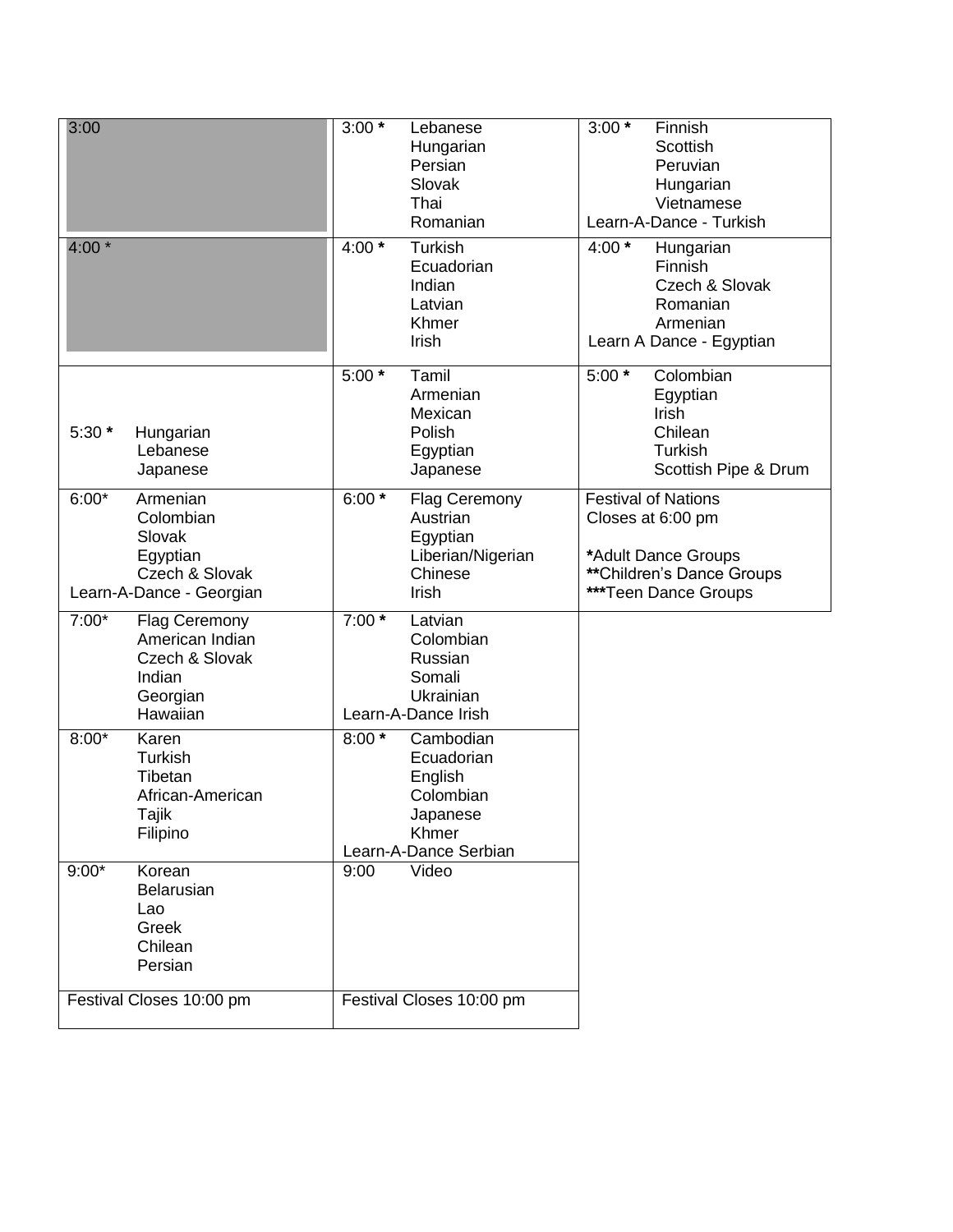| | | |
|---|---|---|
| 3:00 | 3:00 * Lebanese<br>Hungarian<br>Persian<br>Slovak<br>Thai<br>Romanian | 3:00 * Finnish<br>Scottish<br>Peruvian<br>Hungarian<br>Vietnamese<br>Learn-A-Dance - Turkish |
| 4:00 * | 4:00 * Turkish<br>Ecuadorian<br>Indian<br>Latvian<br>Khmer<br>Irish | 4:00 * Hungarian<br>Finnish<br>Czech & Slovak<br>Romanian<br>Armenian<br>Learn A Dance - Egyptian |
| 5:30 * Hungarian<br>Lebanese<br>Japanese | 5:00 * Tamil<br>Armenian<br>Mexican<br>Polish<br>Egyptian<br>Japanese | 5:00 * Colombian<br>Egyptian<br>Irish<br>Chilean<br>Turkish<br>Scottish Pipe & Drum |
| 6:00* Armenian<br>Colombian<br>Slovak<br>Egyptian<br>Czech & Slovak<br>Learn-A-Dance - Georgian | 6:00 * Flag Ceremony<br>Austrian<br>Egyptian<br>Liberian/Nigerian<br>Chinese<br>Irish | Festival of Nations<br>Closes at 6:00 pm<br><br>*Adult Dance Groups<br>**Children's Dance Groups<br>***Teen Dance Groups |
| 7:00* Flag Ceremony<br>American Indian<br>Czech & Slovak<br>Indian<br>Georgian<br>Hawaiian | 7:00 * Latvian<br>Colombian<br>Russian<br>Somali<br>Ukrainian<br>Learn-A-Dance Irish | |
| 8:00* Karen<br>Turkish<br>Tibetan<br>African-American<br>Tajik<br>Filipino | 8:00 * Cambodian<br>Ecuadorian<br>English<br>Colombian<br>Japanese<br>Khmer<br>Learn-A-Dance Serbian | |
| 9:00* Korean<br>Belarusian<br>Lao<br>Greek<br>Chilean<br>Persian | 9:00 Video | |
| Festival Closes 10:00 pm | Festival Closes 10:00 pm | |